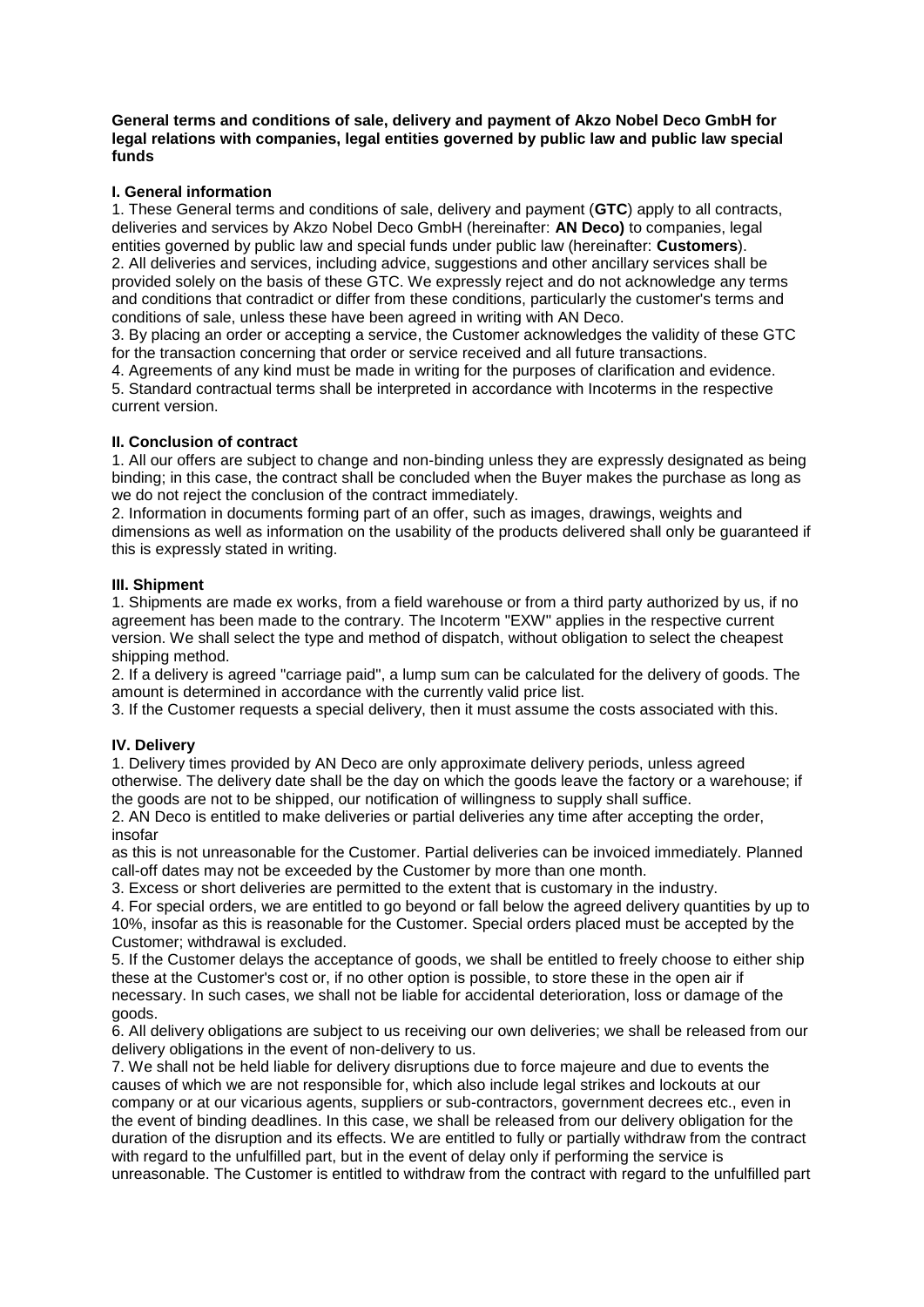**General terms and conditions of sale, delivery and payment of Akzo Nobel Deco GmbH for legal relations with companies, legal entities governed by public law and public law special funds**

**I. General information**

1. These General terms and conditions of sale, delivery and payment (**GTC**) apply to all contracts, deliveries and services by Akzo Nobel Deco GmbH (hereinafter: **AN Deco)** to companies, legal entities governed by public law and special funds under public law (hereinafter: **Customers**).
2. All deliveries and services, including advice, suggestions and other ancillary services shall be provided solely on the basis of these GTC. We expressly reject and do not acknowledge any terms and conditions that contradict or differ from these conditions, particularly the customer's terms and conditions of sale, unless these have been agreed in writing with AN Deco.
3. By placing an order or accepting a service, the Customer acknowledges the validity of these GTC for the transaction concerning that order or service received and all future transactions.
4. Agreements of any kind must be made in writing for the purposes of clarification and evidence.
5. Standard contractual terms shall be interpreted in accordance with Incoterms in the respective current version.

**II. Conclusion of contract**

1. All our offers are subject to change and non-binding unless they are expressly designated as being binding; in this case, the contract shall be concluded when the Buyer makes the purchase as long as we do not reject the conclusion of the contract immediately.
2. Information in documents forming part of an offer, such as images, drawings, weights and dimensions as well as information on the usability of the products delivered shall only be guaranteed if this is expressly stated in writing.

**III. Shipment**

1. Shipments are made ex works, from a field warehouse or from a third party authorized by us, if no agreement has been made to the contrary. The Incoterm "EXW" applies in the respective current version. We shall select the type and method of dispatch, without obligation to select the cheapest shipping method.
2. If a delivery is agreed "carriage paid", a lump sum can be calculated for the delivery of goods. The amount is determined in accordance with the currently valid price list.
3. If the Customer requests a special delivery, then it must assume the costs associated with this.

**IV. Delivery**

1. Delivery times provided by AN Deco are only approximate delivery periods, unless agreed otherwise. The delivery date shall be the day on which the goods leave the factory or a warehouse; if the goods are not to be shipped, our notification of willingness to supply shall suffice.
2. AN Deco is entitled to make deliveries or partial deliveries any time after accepting the order, insofar as this is not unreasonable for the Customer. Partial deliveries can be invoiced immediately. Planned call-off dates may not be exceeded by the Customer by more than one month.
3. Excess or short deliveries are permitted to the extent that is customary in the industry.
4. For special orders, we are entitled to go beyond or fall below the agreed delivery quantities by up to 10%, insofar as this is reasonable for the Customer. Special orders placed must be accepted by the Customer; withdrawal is excluded.
5. If the Customer delays the acceptance of goods, we shall be entitled to freely choose to either ship these at the Customer's cost or, if no other option is possible, to store these in the open air if necessary. In such cases, we shall not be liable for accidental deterioration, loss or damage of the goods.
6. All delivery obligations are subject to us receiving our own deliveries; we shall be released from our delivery obligations in the event of non-delivery to us.
7. We shall not be held liable for delivery disruptions due to force majeure and due to events the causes of which we are not responsible for, which also include legal strikes and lockouts at our company or at our vicarious agents, suppliers or sub-contractors, government decrees etc., even in the event of binding deadlines. In this case, we shall be released from our delivery obligation for the duration of the disruption and its effects. We are entitled to fully or partially withdraw from the contract with regard to the unfulfilled part, but in the event of delay only if performing the service is unreasonable. The Customer is entitled to withdraw from the contract with regard to the unfulfilled part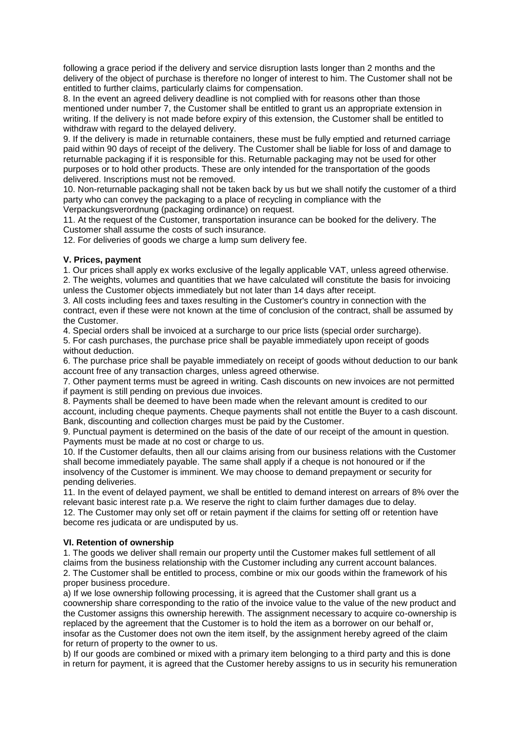following a grace period if the delivery and service disruption lasts longer than 2 months and the delivery of the object of purchase is therefore no longer of interest to him. The Customer shall not be entitled to further claims, particularly claims for compensation.

8. In the event an agreed delivery deadline is not complied with for reasons other than those mentioned under number 7, the Customer shall be entitled to grant us an appropriate extension in writing. If the delivery is not made before expiry of this extension, the Customer shall be entitled to withdraw with regard to the delayed delivery.

9. If the delivery is made in returnable containers, these must be fully emptied and returned carriage paid within 90 days of receipt of the delivery. The Customer shall be liable for loss of and damage to returnable packaging if it is responsible for this. Returnable packaging may not be used for other purposes or to hold other products. These are only intended for the transportation of the goods delivered. Inscriptions must not be removed.

10. Non-returnable packaging shall not be taken back by us but we shall notify the customer of a third party who can convey the packaging to a place of recycling in compliance with the Verpackungsverordnung (packaging ordinance) on request.

11. At the request of the Customer, transportation insurance can be booked for the delivery. The Customer shall assume the costs of such insurance.

12. For deliveries of goods we charge a lump sum delivery fee.

### V. Prices, payment

1. Our prices shall apply ex works exclusive of the legally applicable VAT, unless agreed otherwise.

2. The weights, volumes and quantities that we have calculated will constitute the basis for invoicing unless the Customer objects immediately but not later than 14 days after receipt.

3. All costs including fees and taxes resulting in the Customer's country in connection with the contract, even if these were not known at the time of conclusion of the contract, shall be assumed by the Customer.

4. Special orders shall be invoiced at a surcharge to our price lists (special order surcharge).

5. For cash purchases, the purchase price shall be payable immediately upon receipt of goods without deduction.

6. The purchase price shall be payable immediately on receipt of goods without deduction to our bank account free of any transaction charges, unless agreed otherwise.

7. Other payment terms must be agreed in writing. Cash discounts on new invoices are not permitted if payment is still pending on previous due invoices.

8. Payments shall be deemed to have been made when the relevant amount is credited to our account, including cheque payments. Cheque payments shall not entitle the Buyer to a cash discount. Bank, discounting and collection charges must be paid by the Customer.

9. Punctual payment is determined on the basis of the date of our receipt of the amount in question. Payments must be made at no cost or charge to us.

10. If the Customer defaults, then all our claims arising from our business relations with the Customer shall become immediately payable. The same shall apply if a cheque is not honoured or if the insolvency of the Customer is imminent. We may choose to demand prepayment or security for pending deliveries.

11. In the event of delayed payment, we shall be entitled to demand interest on arrears of 8% over the relevant basic interest rate p.a. We reserve the right to claim further damages due to delay.

12. The Customer may only set off or retain payment if the claims for setting off or retention have become res judicata or are undisputed by us.

### VI. Retention of ownership

1. The goods we deliver shall remain our property until the Customer makes full settlement of all claims from the business relationship with the Customer including any current account balances.

2. The Customer shall be entitled to process, combine or mix our goods within the framework of his proper business procedure.

a) If we lose ownership following processing, it is agreed that the Customer shall grant us a coownership share corresponding to the ratio of the invoice value to the value of the new product and the Customer assigns this ownership herewith. The assignment necessary to acquire co-ownership is replaced by the agreement that the Customer is to hold the item as a borrower on our behalf or, insofar as the Customer does not own the item itself, by the assignment hereby agreed of the claim for return of property to the owner to us.

b) If our goods are combined or mixed with a primary item belonging to a third party and this is done in return for payment, it is agreed that the Customer hereby assigns to us in security his remuneration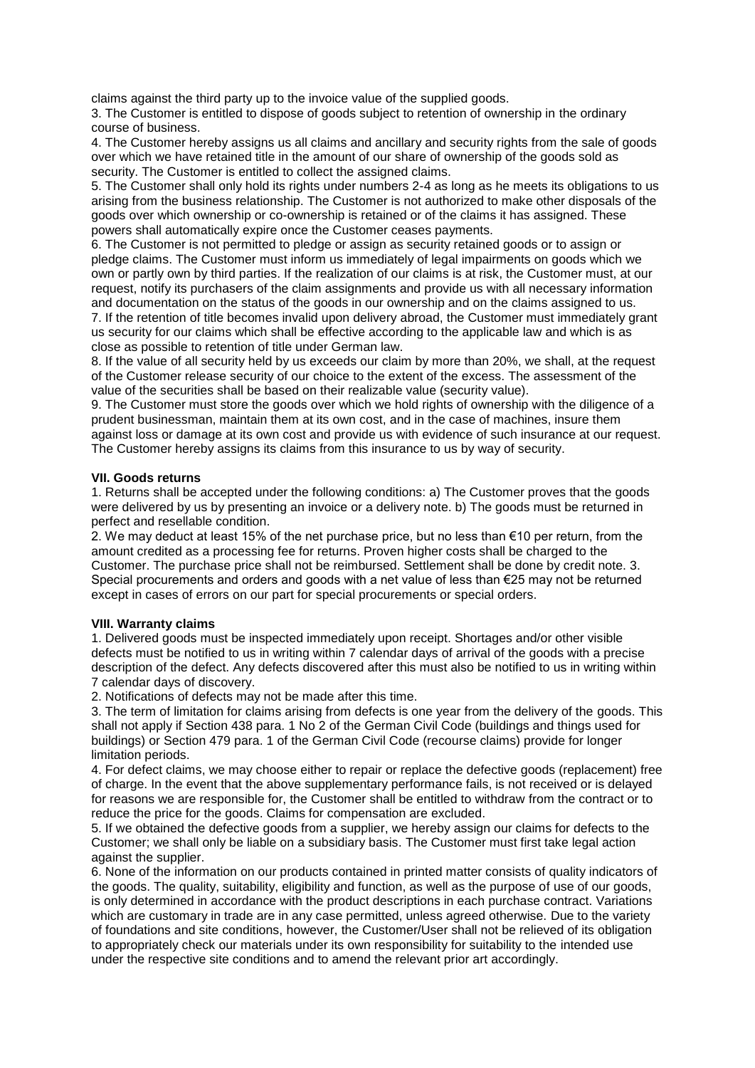claims against the third party up to the invoice value of the supplied goods.

3. The Customer is entitled to dispose of goods subject to retention of ownership in the ordinary course of business.

4. The Customer hereby assigns us all claims and ancillary and security rights from the sale of goods over which we have retained title in the amount of our share of ownership of the goods sold as security. The Customer is entitled to collect the assigned claims.

5. The Customer shall only hold its rights under numbers 2-4 as long as he meets its obligations to us arising from the business relationship. The Customer is not authorized to make other disposals of the goods over which ownership or co-ownership is retained or of the claims it has assigned. These powers shall automatically expire once the Customer ceases payments.

6. The Customer is not permitted to pledge or assign as security retained goods or to assign or pledge claims. The Customer must inform us immediately of legal impairments on goods which we own or partly own by third parties. If the realization of our claims is at risk, the Customer must, at our request, notify its purchasers of the claim assignments and provide us with all necessary information and documentation on the status of the goods in our ownership and on the claims assigned to us.

7. If the retention of title becomes invalid upon delivery abroad, the Customer must immediately grant us security for our claims which shall be effective according to the applicable law and which is as close as possible to retention of title under German law.

8. If the value of all security held by us exceeds our claim by more than 20%, we shall, at the request of the Customer release security of our choice to the extent of the excess. The assessment of the value of the securities shall be based on their realizable value (security value).

9. The Customer must store the goods over which we hold rights of ownership with the diligence of a prudent businessman, maintain them at its own cost, and in the case of machines, insure them against loss or damage at its own cost and provide us with evidence of such insurance at our request. The Customer hereby assigns its claims from this insurance to us by way of security.

**VII. Goods returns**

1. Returns shall be accepted under the following conditions: a) The Customer proves that the goods were delivered by us by presenting an invoice or a delivery note. b) The goods must be returned in perfect and resellable condition.

2. We may deduct at least 15% of the net purchase price, but no less than €10 per return, from the amount credited as a processing fee for returns. Proven higher costs shall be charged to the Customer. The purchase price shall not be reimbursed. Settlement shall be done by credit note. 3. Special procurements and orders and goods with a net value of less than €25 may not be returned except in cases of errors on our part for special procurements or special orders.

**VIII. Warranty claims**

1. Delivered goods must be inspected immediately upon receipt. Shortages and/or other visible defects must be notified to us in writing within 7 calendar days of arrival of the goods with a precise description of the defect. Any defects discovered after this must also be notified to us in writing within 7 calendar days of discovery.

2. Notifications of defects may not be made after this time.

3. The term of limitation for claims arising from defects is one year from the delivery of the goods. This shall not apply if Section 438 para. 1 No 2 of the German Civil Code (buildings and things used for buildings) or Section 479 para. 1 of the German Civil Code (recourse claims) provide for longer limitation periods.

4. For defect claims, we may choose either to repair or replace the defective goods (replacement) free of charge. In the event that the above supplementary performance fails, is not received or is delayed for reasons we are responsible for, the Customer shall be entitled to withdraw from the contract or to reduce the price for the goods. Claims for compensation are excluded.

5. If we obtained the defective goods from a supplier, we hereby assign our claims for defects to the Customer; we shall only be liable on a subsidiary basis. The Customer must first take legal action against the supplier.

6. None of the information on our products contained in printed matter consists of quality indicators of the goods. The quality, suitability, eligibility and function, as well as the purpose of use of our goods, is only determined in accordance with the product descriptions in each purchase contract. Variations which are customary in trade are in any case permitted, unless agreed otherwise. Due to the variety of foundations and site conditions, however, the Customer/User shall not be relieved of its obligation to appropriately check our materials under its own responsibility for suitability to the intended use under the respective site conditions and to amend the relevant prior art accordingly.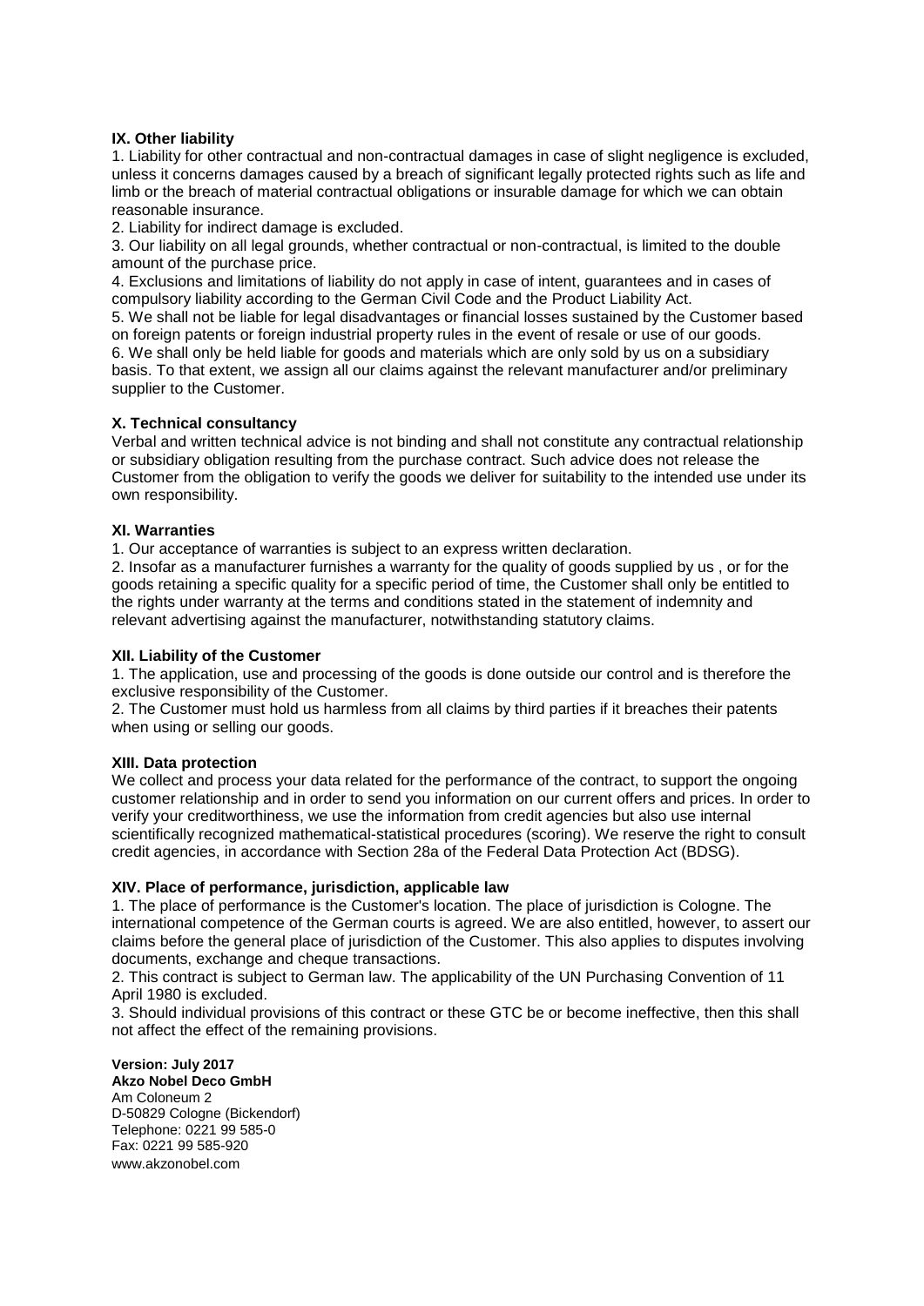**IX. Other liability**

1. Liability for other contractual and non-contractual damages in case of slight negligence is excluded, unless it concerns damages caused by a breach of significant legally protected rights such as life and limb or the breach of material contractual obligations or insurable damage for which we can obtain reasonable insurance.
2. Liability for indirect damage is excluded.
3. Our liability on all legal grounds, whether contractual or non-contractual, is limited to the double amount of the purchase price.
4. Exclusions and limitations of liability do not apply in case of intent, guarantees and in cases of compulsory liability according to the German Civil Code and the Product Liability Act.
5. We shall not be liable for legal disadvantages or financial losses sustained by the Customer based on foreign patents or foreign industrial property rules in the event of resale or use of our goods.
6. We shall only be held liable for goods and materials which are only sold by us on a subsidiary basis. To that extent, we assign all our claims against the relevant manufacturer and/or preliminary supplier to the Customer.

**X. Technical consultancy**

Verbal and written technical advice is not binding and shall not constitute any contractual relationship or subsidiary obligation resulting from the purchase contract. Such advice does not release the Customer from the obligation to verify the goods we deliver for suitability to the intended use under its own responsibility.

**XI. Warranties**

1. Our acceptance of warranties is subject to an express written declaration.
2. Insofar as a manufacturer furnishes a warranty for the quality of goods supplied by us , or for the goods retaining a specific quality for a specific period of time, the Customer shall only be entitled to the rights under warranty at the terms and conditions stated in the statement of indemnity and relevant advertising against the manufacturer, notwithstanding statutory claims.

**XII. Liability of the Customer**

1. The application, use and processing of the goods is done outside our control and is therefore the exclusive responsibility of the Customer.
2. The Customer must hold us harmless from all claims by third parties if it breaches their patents when using or selling our goods.

**XIII. Data protection**

We collect and process your data related for the performance of the contract, to support the ongoing customer relationship and in order to send you information on our current offers and prices. In order to verify your creditworthiness, we use the information from credit agencies but also use internal scientifically recognized mathematical-statistical procedures (scoring). We reserve the right to consult credit agencies, in accordance with Section 28a of the Federal Data Protection Act (BDSG).

**XIV. Place of performance, jurisdiction, applicable law**

1. The place of performance is the Customer's location. The place of jurisdiction is Cologne. The international competence of the German courts is agreed. We are also entitled, however, to assert our claims before the general place of jurisdiction of the Customer. This also applies to disputes involving documents, exchange and cheque transactions.
2. This contract is subject to German law. The applicability of the UN Purchasing Convention of 11 April 1980 is excluded.
3. Should individual provisions of this contract or these GTC be or become ineffective, then this shall not affect the effect of the remaining provisions.

**Version: July 2017**
**Akzo Nobel Deco GmbH**
Am Coloneum 2
D-50829 Cologne (Bickendorf)
Telephone: 0221 99 585-0
Fax: 0221 99 585-920
www.akzonobel.com